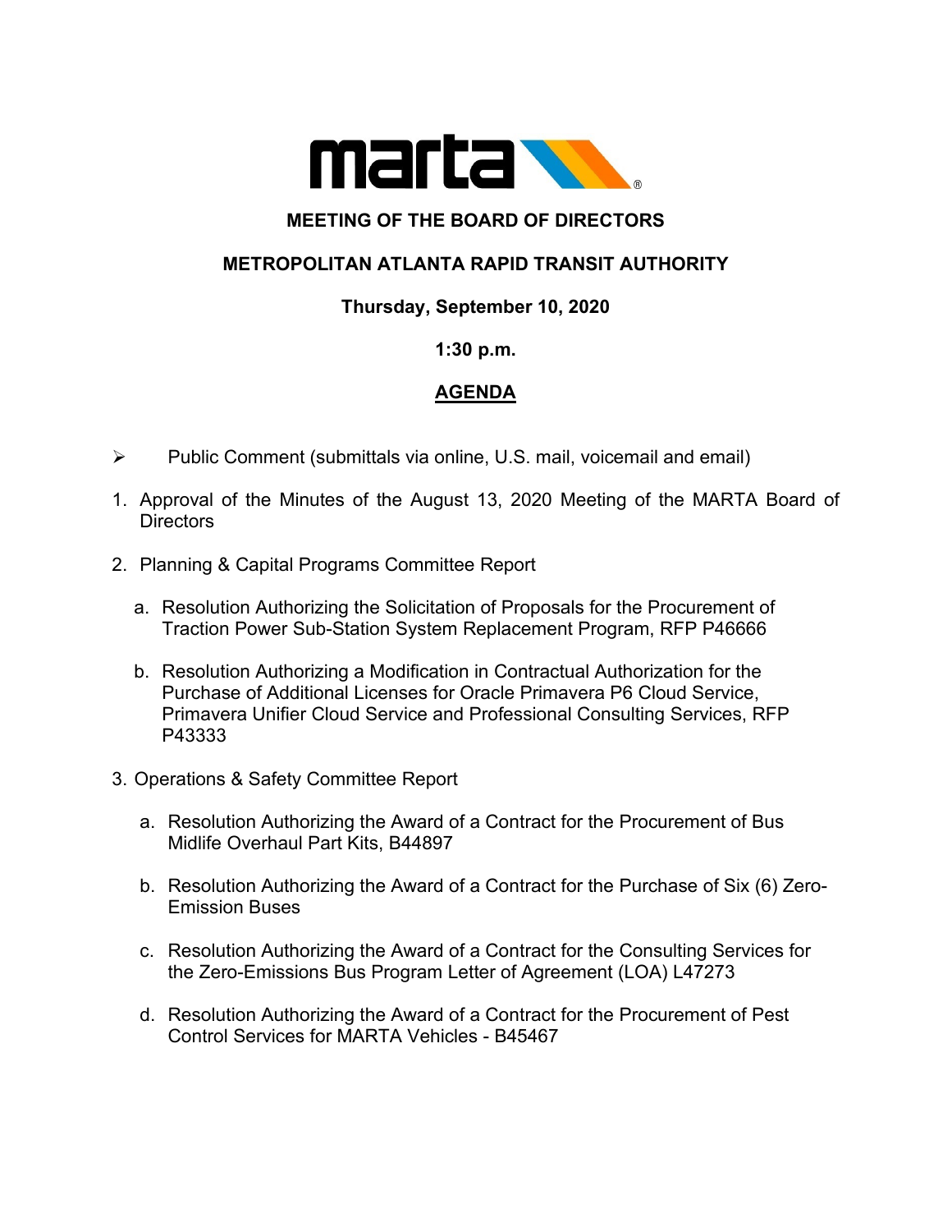**MEETING OF THE BOARD OF DIRECTORS**

**METROPOLITAN ATLANTA RAPID TRANSIT AUTHORITY**

**Thursday, September 10, 2020**

**1:30 p.m.**

**AGENDA**

- Public Comment (submittals via online, U.S. mail, voicemail and email)

1. Approval of the Minutes of the August 13, 2020 Meeting of the MARTA Board of Directors

2. Planning & Capital Programs Committee Report

   a. Resolution Authorizing the Solicitation of Proposals for the Procurement of Traction Power Sub-Station System Replacement Program, RFP P46666

   b. Resolution Authorizing a Modification in Contractual Authorization for the Purchase of Additional Licenses for Oracle Primavera P6 Cloud Service, Primavera Unifier Cloud Service and Professional Consulting Services, RFP P43333

3. Operations & Safety Committee Report

   a. Resolution Authorizing the Award of a Contract for the Procurement of Bus Midlife Overhaul Part Kits, B44897

   b. Resolution Authorizing the Award of a Contract for the Purchase of Six (6) Zero-Emission Buses

   c. Resolution Authorizing the Award of a Contract for the Consulting Services for the Zero-Emissions Bus Program Letter of Agreement (LOA) L47273

   d. Resolution Authorizing the Award of a Contract for the Procurement of Pest Control Services for MARTA Vehicles - B45467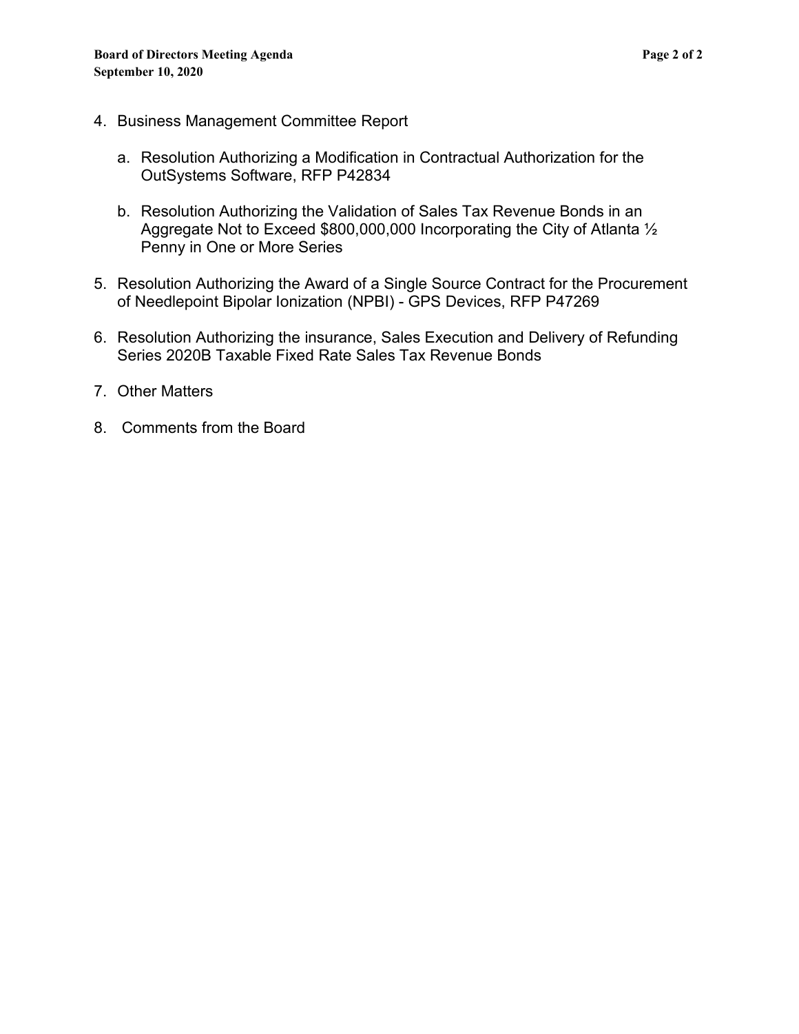4. Business Management Committee Report

    a. Resolution Authorizing a Modification in Contractual Authorization for the OutSystems Software, RFP P42834

    b. Resolution Authorizing the Validation of Sales Tax Revenue Bonds in an Aggregate Not to Exceed $800,000,000 Incorporating the City of Atlanta ½ Penny in One or More Series

5. Resolution Authorizing the Award of a Single Source Contract for the Procurement of Needlepoint Bipolar Ionization (NPBI) - GPS Devices, RFP P47269

6. Resolution Authorizing the insurance, Sales Execution and Delivery of Refunding Series 2020B Taxable Fixed Rate Sales Tax Revenue Bonds

7. Other Matters

8. Comments from the Board